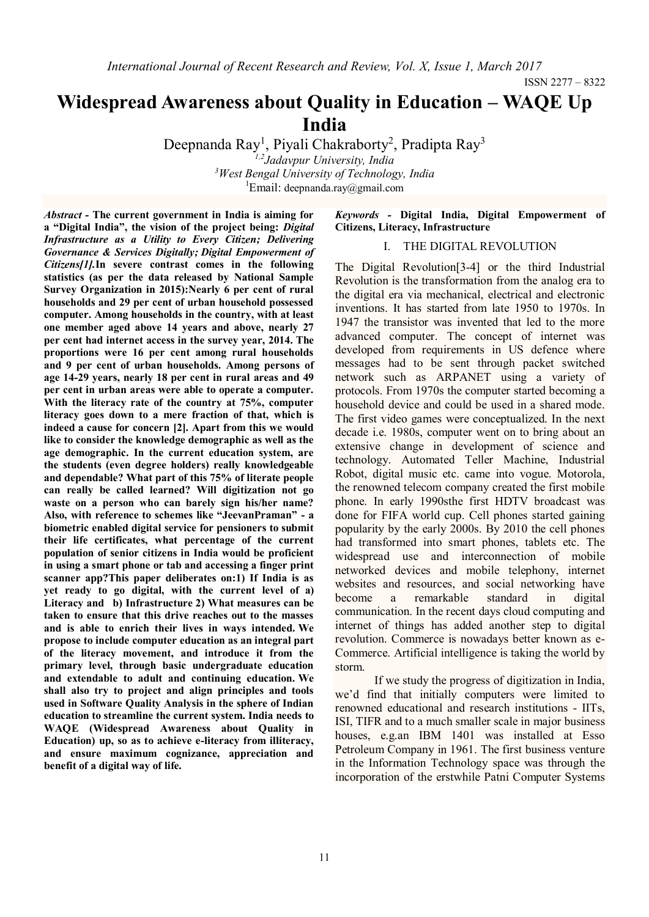ISSN 2277 – 8322

# Widespread Awareness about Quality in Education – WAQE Up India

Deepnanda Ray[1], Piyali Chakraborty[2], Pradipta Ray[3]

[1,2]*Jadavpur University, India*
[3]*West Bengal University of Technology, India*
[1]Email: deepnanda.ray@gmail.com

***Abstract* - The current government in India is aiming for a "Digital India", the vision of the project being: *Digital Infrastructure as a Utility to Every Citizen; Delivering Governance & Services Digitally; Digital Empowerment of Citizens[1].*In severe contrast comes in the following statistics (as per the data released by National Sample Survey Organization in 2015):Nearly 6 per cent of rural households and 29 per cent of urban household possessed computer. Among households in the country, with at least one member aged above 14 years and above, nearly 27 per cent had internet access in the survey year, 2014. The proportions were 16 per cent among rural households and 9 per cent of urban households. Among persons of age 14-29 years, nearly 18 per cent in rural areas and 49 per cent in urban areas were able to operate a computer. With the literacy rate of the country at 75%, computer literacy goes down to a mere fraction of that, which is indeed a cause for concern [2]. Apart from this we would like to consider the knowledge demographic as well as the age demographic. In the current education system, are the students (even degree holders) really knowledgeable and dependable? What part of this 75% of literate people can really be called learned? Will digitization not go waste on a person who can barely sign his/her name? Also, with reference to schemes like "JeevanPraman" - a biometric enabled digital service for pensioners to submit their life certificates, what percentage of the current population of senior citizens in India would be proficient in using a smart phone or tab and accessing a finger print scanner app?This paper deliberates on:1) If India is as yet ready to go digital, with the current level of a) Literacy and b) Infrastructure 2) What measures can be taken to ensure that this drive reaches out to the masses and is able to enrich their lives in ways intended. We propose to include computer education as an integral part of the literacy movement, and introduce it from the primary level, through basic undergraduate education and extendable to adult and continuing education. We shall also try to project and align principles and tools used in Software Quality Analysis in the sphere of Indian education to streamline the current system. India needs to WAQE (Widespread Awareness about Quality in Education) up, so as to achieve e-literacy from illiteracy, and ensure maximum cognizance, appreciation and benefit of a digital way of life.**

***Keywords* - Digital India, Digital Empowerment of Citizens, Literacy, Infrastructure**

## I. THE DIGITAL REVOLUTION

The Digital Revolution[3-4] or the third Industrial Revolution is the transformation from the analog era to the digital era via mechanical, electrical and electronic inventions. It has started from late 1950 to 1970s. In 1947 the transistor was invented that led to the more advanced computer. The concept of internet was developed from requirements in US defence where messages had to be sent through packet switched network such as ARPANET using a variety of protocols. From 1970s the computer started becoming a household device and could be used in a shared mode. The first video games were conceptualized. In the next decade i.e. 1980s, computer went on to bring about an extensive change in development of science and technology. Automated Teller Machine, Industrial Robot, digital music etc. came into vogue. Motorola, the renowned telecom company created the first mobile phone. In early 1990sthe first HDTV broadcast was done for FIFA world cup. Cell phones started gaining popularity by the early 2000s. By 2010 the cell phones had transformed into smart phones, tablets etc. The widespread use and interconnection of mobile networked devices and mobile telephony, internet websites and resources, and social networking have become a remarkable standard in digital communication. In the recent days cloud computing and internet of things has added another step to digital revolution. Commerce is nowadays better known as e-Commerce. Artificial intelligence is taking the world by storm.

If we study the progress of digitization in India, we'd find that initially computers were limited to renowned educational and research institutions - IITs, ISI, TIFR and to a much smaller scale in major business houses, e.g.an IBM 1401 was installed at Esso Petroleum Company in 1961. The first business venture in the Information Technology space was through the incorporation of the erstwhile Patni Computer Systems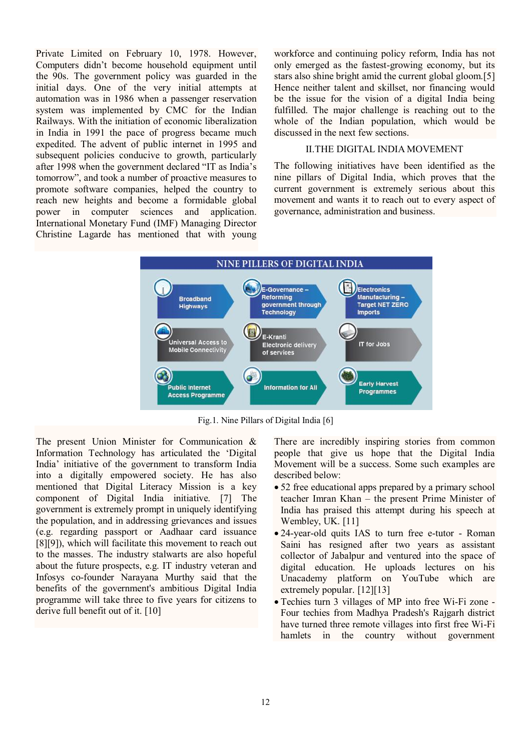Private Limited on February 10, 1978. However, Computers didn't become household equipment until the 90s. The government policy was guarded in the initial days. One of the very initial attempts at automation was in 1986 when a passenger reservation system was implemented by CMC for the Indian Railways. With the initiation of economic liberalization in India in 1991 the pace of progress became much expedited. The advent of public internet in 1995 and subsequent policies conducive to growth, particularly after 1998 when the government declared "IT as India's tomorrow", and took a number of proactive measures to promote software companies, helped the country to reach new heights and become a formidable global power in computer sciences and application. International Monetary Fund (IMF) Managing Director Christine Lagarde has mentioned that with young workforce and continuing policy reform, India has not only emerged as the fastest-growing economy, but its stars also shine bright amid the current global gloom.[5] Hence neither talent and skillset, nor financing would be the issue for the vision of a digital India being fulfilled. The major challenge is reaching out to the whole of the Indian population, which would be discussed in the next few sections.

## II. THE DIGITAL INDIA MOVEMENT

The following initiatives have been identified as the nine pillars of Digital India, which proves that the current government is extremely serious about this movement and wants it to reach out to every aspect of governance, administration and business.

NINE PILLERS OF DIGITAL INDIA

| | | |
|---|---|---|
| Broadband Highways | E-Governance – Reforming government through Technology | Electronics Manufacturing – Target NET ZERO Imports |
| Universal Access to Mobile Connectivity | E-Kranti Electronic delivery of services | IT for Jobs |
| Public Internet Access Programme | Information for All | Early Harvest Programmes |

Fig.1. Nine Pillars of Digital India [6]

The present Union Minister for Communication & Information Technology has articulated the 'Digital India' initiative of the government to transform India into a digitally empowered society. He has also mentioned that Digital Literacy Mission is a key component of Digital India initiative. [7] The government is extremely prompt in uniquely identifying the population, and in addressing grievances and issues (e.g. regarding passport or Aadhaar card issuance [8][9]), which will facilitate this movement to reach out to the masses. The industry stalwarts are also hopeful about the future prospects, e.g. IT industry veteran and Infosys co-founder Narayana Murthy said that the benefits of the government's ambitious Digital India programme will take three to five years for citizens to derive full benefit out of it. [10]

There are incredibly inspiring stories from common people that give us hope that the Digital India Movement will be a success. Some such examples are described below:

- 52 free educational apps prepared by a primary school teacher Imran Khan – the present Prime Minister of India has praised this attempt during his speech at Wembley, UK. [11]
- 24-year-old quits IAS to turn free e-tutor - Roman Saini has resigned after two years as assistant collector of Jabalpur and ventured into the space of digital education. He uploads lectures on his Unacademy platform on YouTube which are extremely popular. [12][13]
- Techies turn 3 villages of MP into free Wi-Fi zone - Four techies from Madhya Pradesh's Rajgarh district have turned three remote villages into first free Wi-Fi hamlets in the country without government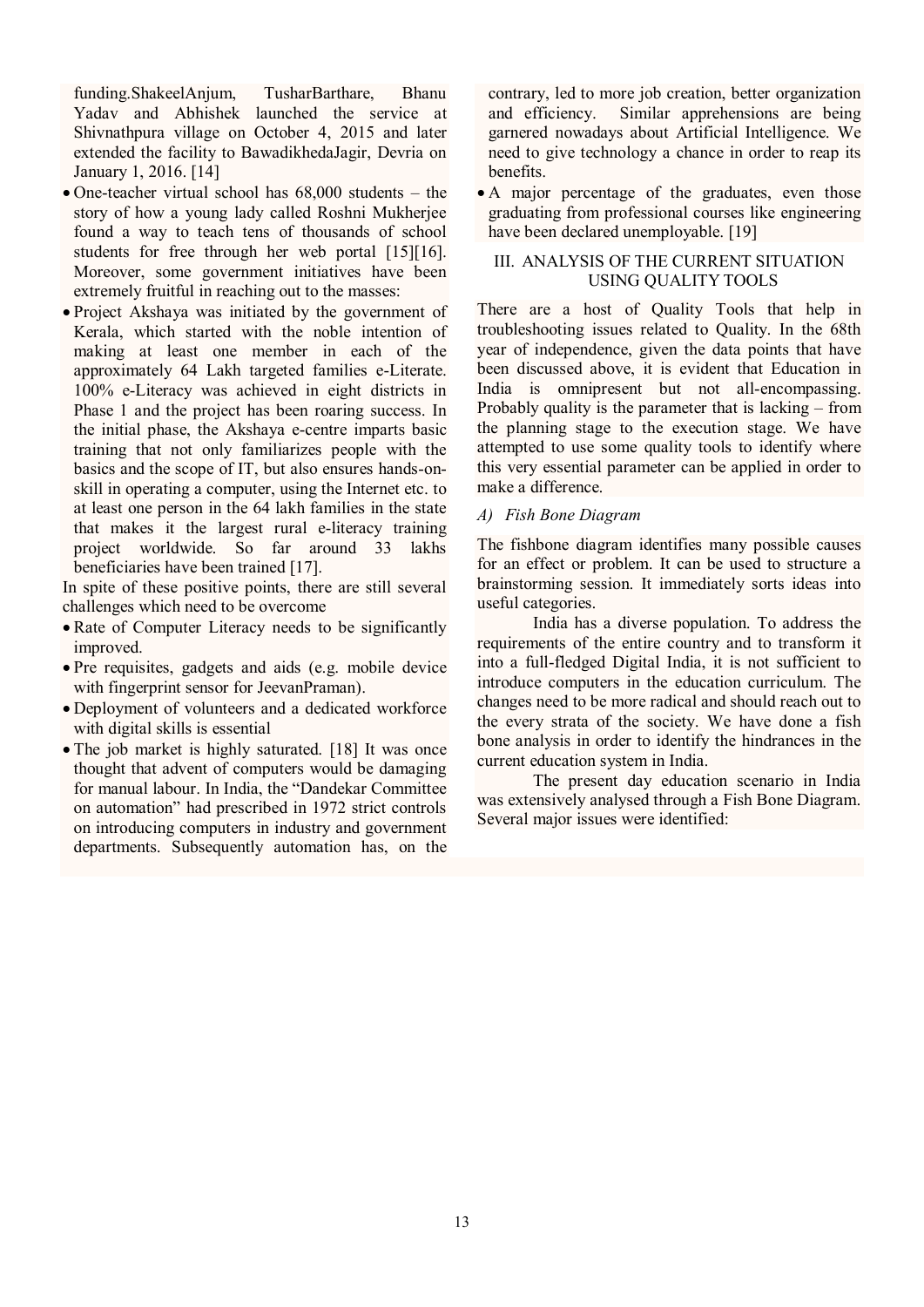funding.ShakeelAnjum, TusharBarthare, Bhanu Yadav and Abhishek launched the service at Shivnathpura village on October 4, 2015 and later extended the facility to BawadikhedaJagir, Devria on January 1, 2016. [14]

- One-teacher virtual school has 68,000 students – the story of how a young lady called Roshni Mukherjee found a way to teach tens of thousands of school students for free through her web portal [15][16]. Moreover, some government initiatives have been extremely fruitful in reaching out to the masses:
- Project Akshaya was initiated by the government of Kerala, which started with the noble intention of making at least one member in each of the approximately 64 Lakh targeted families e-Literate. 100% e-Literacy was achieved in eight districts in Phase 1 and the project has been roaring success. In the initial phase, the Akshaya e-centre imparts basic training that not only familiarizes people with the basics and the scope of IT, but also ensures hands-on-skill in operating a computer, using the Internet etc. to at least one person in the 64 lakh families in the state that makes it the largest rural e-literacy training project worldwide. So far around 33 lakhs beneficiaries have been trained [17].

In spite of these positive points, there are still several challenges which need to be overcome

- Rate of Computer Literacy needs to be significantly improved.
- Pre requisites, gadgets and aids (e.g. mobile device with fingerprint sensor for JeevanPraman).
- Deployment of volunteers and a dedicated workforce with digital skills is essential
- The job market is highly saturated. [18] It was once thought that advent of computers would be damaging for manual labour. In India, the "Dandekar Committee on automation" had prescribed in 1972 strict controls on introducing computers in industry and government departments. Subsequently automation has, on the contrary, led to more job creation, better organization and efficiency. Similar apprehensions are being garnered nowadays about Artificial Intelligence. We need to give technology a chance in order to reap its benefits.
- A major percentage of the graduates, even those graduating from professional courses like engineering have been declared unemployable. [19]

## III. ANALYSIS OF THE CURRENT SITUATION USING QUALITY TOOLS

There are a host of Quality Tools that help in troubleshooting issues related to Quality. In the 68th year of independence, given the data points that have been discussed above, it is evident that Education in India is omnipresent but not all-encompassing. Probably quality is the parameter that is lacking – from the planning stage to the execution stage. We have attempted to use some quality tools to identify where this very essential parameter can be applied in order to make a difference.

### *A) Fish Bone Diagram*

The fishbone diagram identifies many possible causes for an effect or problem. It can be used to structure a brainstorming session. It immediately sorts ideas into useful categories.

India has a diverse population. To address the requirements of the entire country and to transform it into a full-fledged Digital India, it is not sufficient to introduce computers in the education curriculum. The changes need to be more radical and should reach out to the every strata of the society. We have done a fish bone analysis in order to identify the hindrances in the current education system in India.

The present day education scenario in India was extensively analysed through a Fish Bone Diagram. Several major issues were identified: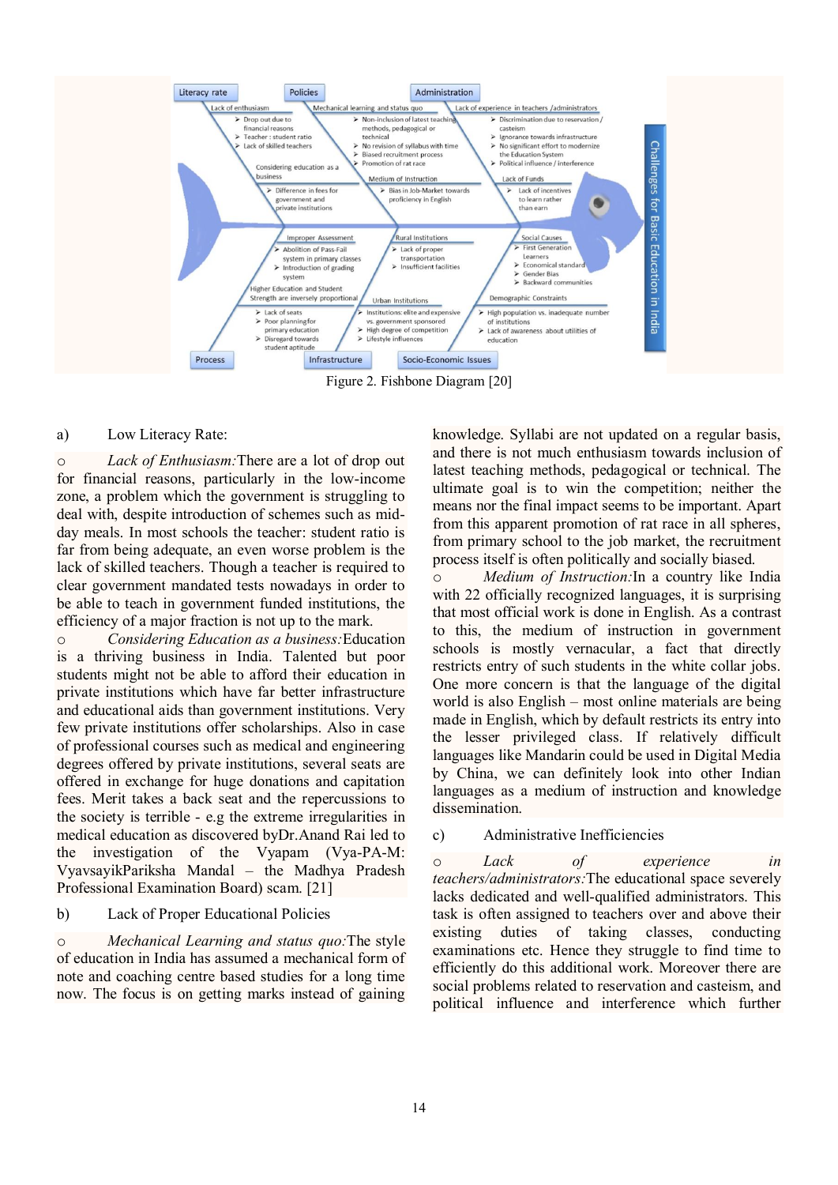Figure 2. Fishbone Diagram [20]

a) Low Literacy Rate:

○ *Lack of Enthusiasm:* There are a lot of drop out for financial reasons, particularly in the low-income zone, a problem which the government is struggling to deal with, despite introduction of schemes such as mid-day meals. In most schools the teacher: student ratio is far from being adequate, an even worse problem is the lack of skilled teachers. Though a teacher is required to clear government mandated tests nowadays in order to be able to teach in government funded institutions, the efficiency of a major fraction is not up to the mark.

○ *Considering Education as a business:* Education is a thriving business in India. Talented but poor students might not be able to afford their education in private institutions which have far better infrastructure and educational aids than government institutions. Very few private institutions offer scholarships. Also in case of professional courses such as medical and engineering degrees offered by private institutions, several seats are offered in exchange for huge donations and capitation fees. Merit takes a back seat and the repercussions to the society is terrible - e.g the extreme irregularities in medical education as discovered byDr.Anand Rai led to the investigation of the Vyapam (Vya-PA-M: VyavsayikPariksha Mandal – the Madhya Pradesh Professional Examination Board) scam. [21]

b) Lack of Proper Educational Policies

○ *Mechanical Learning and status quo:* The style of education in India has assumed a mechanical form of note and coaching centre based studies for a long time now. The focus is on getting marks instead of gaining knowledge. Syllabi are not updated on a regular basis, and there is not much enthusiasm towards inclusion of latest teaching methods, pedagogical or technical. The ultimate goal is to win the competition; neither the means nor the final impact seems to be important. Apart from this apparent promotion of rat race in all spheres, from primary school to the job market, the recruitment process itself is often politically and socially biased.

○ *Medium of Instruction:* In a country like India with 22 officially recognized languages, it is surprising that most official work is done in English. As a contrast to this, the medium of instruction in government schools is mostly vernacular, a fact that directly restricts entry of such students in the white collar jobs. One more concern is that the language of the digital world is also English – most online materials are being made in English, which by default restricts its entry into the lesser privileged class. If relatively difficult languages like Mandarin could be used in Digital Media by China, we can definitely look into other Indian languages as a medium of instruction and knowledge dissemination.

c) Administrative Inefficiencies

○ *Lack of experience in teachers/administrators:* The educational space severely lacks dedicated and well-qualified administrators. This task is often assigned to teachers over and above their existing duties of taking classes, conducting examinations etc. Hence they struggle to find time to efficiently do this additional work. Moreover there are social problems related to reservation and casteism, and political influence and interference which further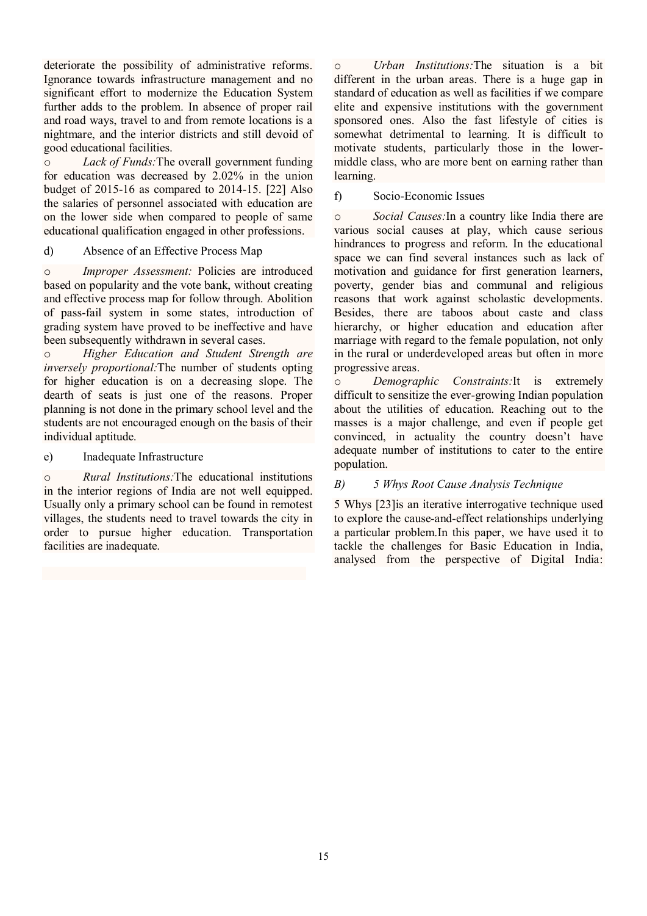deteriorate the possibility of administrative reforms. Ignorance towards infrastructure management and no significant effort to modernize the Education System further adds to the problem. In absence of proper rail and road ways, travel to and from remote locations is a nightmare, and the interior districts and still devoid of good educational facilities.

- *Lack of Funds:*The overall government funding for education was decreased by 2.02% in the union budget of 2015-16 as compared to 2014-15. [22] Also the salaries of personnel associated with education are on the lower side when compared to people of same educational qualification engaged in other professions.

d) Absence of an Effective Process Map

- *Improper Assessment:* Policies are introduced based on popularity and the vote bank, without creating and effective process map for follow through. Abolition of pass-fail system in some states, introduction of grading system have proved to be ineffective and have been subsequently withdrawn in several cases.
- *Higher Education and Student Strength are inversely proportional:*The number of students opting for higher education is on a decreasing slope. The dearth of seats is just one of the reasons. Proper planning is not done in the primary school level and the students are not encouraged enough on the basis of their individual aptitude.

e) Inadequate Infrastructure

- *Rural Institutions:*The educational institutions in the interior regions of India are not well equipped. Usually only a primary school can be found in remotest villages, the students need to travel towards the city in order to pursue higher education. Transportation facilities are inadequate.
- *Urban Institutions:*The situation is a bit different in the urban areas. There is a huge gap in standard of education as well as facilities if we compare elite and expensive institutions with the government sponsored ones. Also the fast lifestyle of cities is somewhat detrimental to learning. It is difficult to motivate students, particularly those in the lower-middle class, who are more bent on earning rather than learning.

f) Socio-Economic Issues

- *Social Causes:*In a country like India there are various social causes at play, which cause serious hindrances to progress and reform. In the educational space we can find several instances such as lack of motivation and guidance for first generation learners, poverty, gender bias and communal and religious reasons that work against scholastic developments. Besides, there are taboos about caste and class hierarchy, or higher education and education after marriage with regard to the female population, not only in the rural or underdeveloped areas but often in more progressive areas.
- *Demographic Constraints:*It is extremely difficult to sensitize the ever-growing Indian population about the utilities of education. Reaching out to the masses is a major challenge, and even if people get convinced, in actuality the country doesn't have adequate number of institutions to cater to the entire population.

### *B) 5 Whys Root Cause Analysis Technique*

5 Whys [23]is an iterative interrogative technique used to explore the cause-and-effect relationships underlying a particular problem.In this paper, we have used it to tackle the challenges for Basic Education in India, analysed from the perspective of Digital India: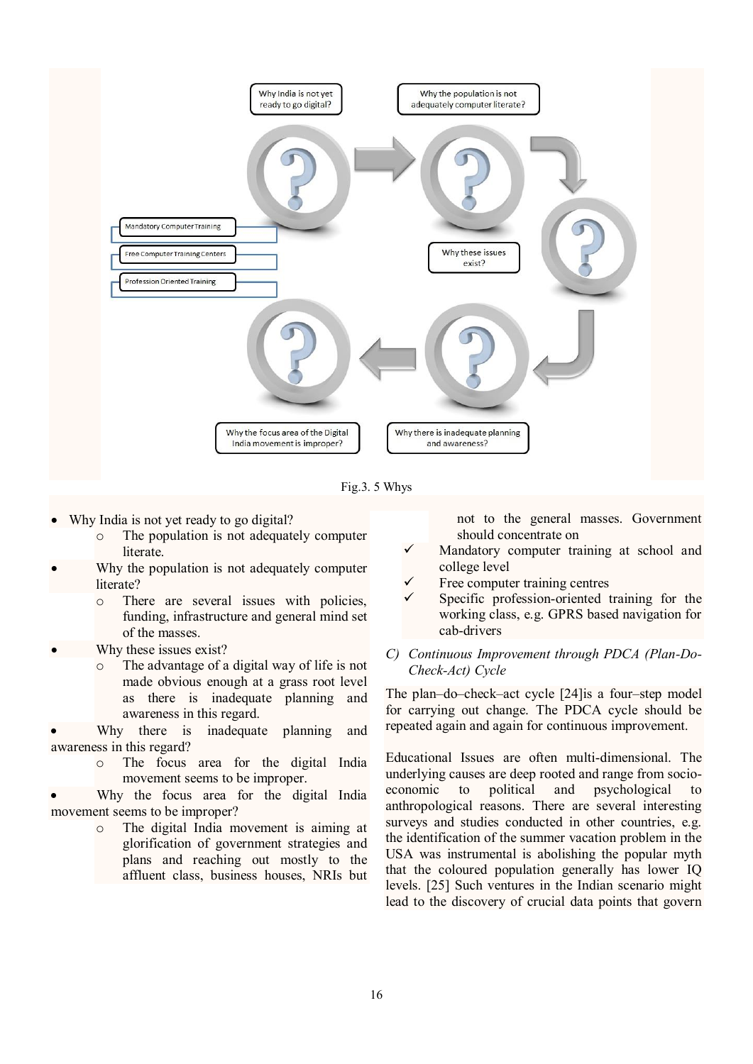Fig.3. 5 Whys

- Why India is not yet ready to go digital?
  - The population is not adequately computer literate.
- Why the population is not adequately computer literate?
  - There are several issues with policies, funding, infrastructure and general mind set of the masses.
- Why these issues exist?
  - The advantage of a digital way of life is not made obvious enough at a grass root level as there is inadequate planning and awareness in this regard.
- Why there is inadequate planning and awareness in this regard?
  - The focus area for the digital India movement seems to be improper.
- Why the focus area for the digital India movement seems to be improper?
  - The digital India movement is aiming at glorification of government strategies and plans and reaching out mostly to the affluent class, business houses, NRIs but not to the general masses. Government should concentrate on
    - ✓ Mandatory computer training at school and college level
    - ✓ Free computer training centres
    - ✓ Specific profession-oriented training for the working class, e.g. GPRS based navigation for cab-drivers

### *C) Continuous Improvement through PDCA (Plan-Do-Check-Act) Cycle*

The plan–do–check–act cycle [24]is a four–step model for carrying out change. The PDCA cycle should be repeated again and again for continuous improvement.

Educational Issues are often multi-dimensional. The underlying causes are deep rooted and range from socio-economic to political and psychological to anthropological reasons. There are several interesting surveys and studies conducted in other countries, e.g. the identification of the summer vacation problem in the USA was instrumental is abolishing the popular myth that the coloured population generally has lower IQ levels. [25] Such ventures in the Indian scenario might lead to the discovery of crucial data points that govern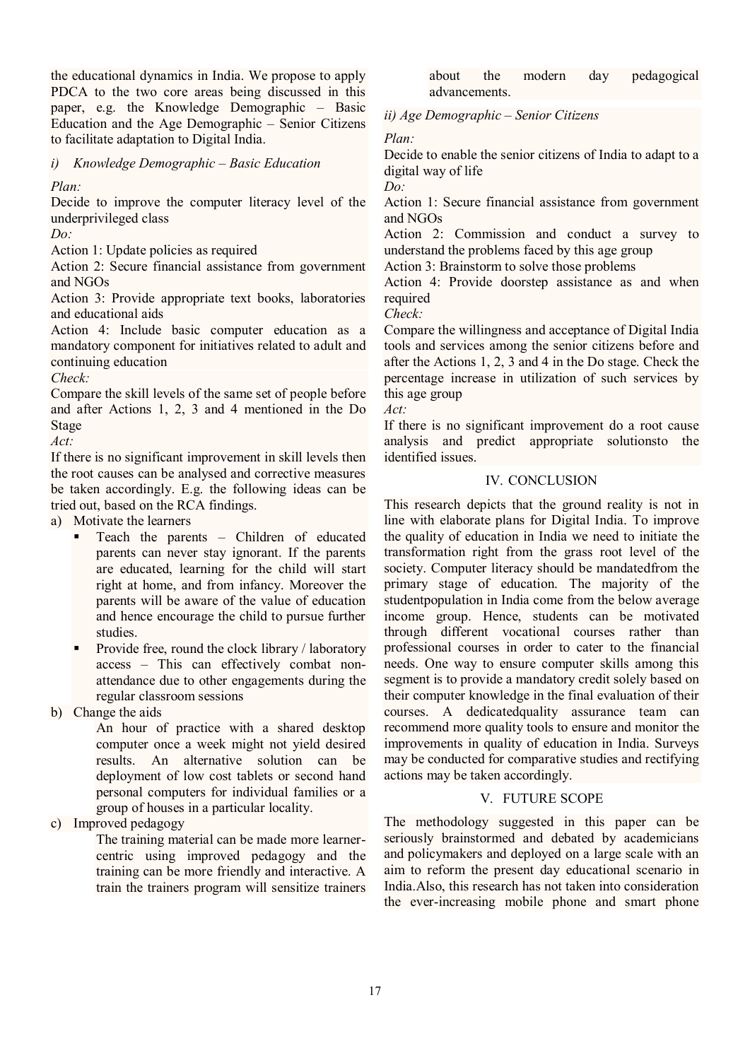the educational dynamics in India. We propose to apply PDCA to the two core areas being discussed in this paper, e.g. the Knowledge Demographic – Basic Education and the Age Demographic – Senior Citizens to facilitate adaptation to Digital India.

*i) Knowledge Demographic – Basic Education*

*Plan:*

Decide to improve the computer literacy level of the underprivileged class

*Do:*

Action 1: Update policies as required

Action 2: Secure financial assistance from government and NGOs

Action 3: Provide appropriate text books, laboratories and educational aids

Action 4: Include basic computer education as a mandatory component for initiatives related to adult and continuing education

*Check:*

Compare the skill levels of the same set of people before and after Actions 1, 2, 3 and 4 mentioned in the Do Stage

*Act:*

If there is no significant improvement in skill levels then the root causes can be analysed and corrective measures be taken accordingly. E.g. the following ideas can be tried out, based on the RCA findings.

a) Motivate the learners
   - Teach the parents – Children of educated parents can never stay ignorant. If the parents are educated, learning for the child will start right at home, and from infancy. Moreover the parents will be aware of the value of education and hence encourage the child to pursue further studies.
   - Provide free, round the clock library / laboratory access – This can effectively combat non-attendance due to other engagements during the regular classroom sessions

b) Change the aids

   An hour of practice with a shared desktop computer once a week might not yield desired results. An alternative solution can be deployment of low cost tablets or second hand personal computers for individual families or a group of houses in a particular locality.

c) Improved pedagogy

   The training material can be made more learner-centric using improved pedagogy and the training can be more friendly and interactive. A train the trainers program will sensitize trainers about the modern day pedagogical advancements.

*ii) Age Demographic – Senior Citizens*

*Plan:*

Decide to enable the senior citizens of India to adapt to a digital way of life

*Do:*

Action 1: Secure financial assistance from government and NGOs

Action 2: Commission and conduct a survey to understand the problems faced by this age group

Action 3: Brainstorm to solve those problems

Action 4: Provide doorstep assistance as and when required

*Check:*

Compare the willingness and acceptance of Digital India tools and services among the senior citizens before and after the Actions 1, 2, 3 and 4 in the Do stage. Check the percentage increase in utilization of such services by this age group

*Act:*

If there is no significant improvement do a root cause analysis and predict appropriate solutionsto the identified issues.

## IV. CONCLUSION

This research depicts that the ground reality is not in line with elaborate plans for Digital India. To improve the quality of education in India we need to initiate the transformation right from the grass root level of the society. Computer literacy should be mandatedfrom the primary stage of education. The majority of the studentpopulation in India come from the below average income group. Hence, students can be motivated through different vocational courses rather than professional courses in order to cater to the financial needs. One way to ensure computer skills among this segment is to provide a mandatory credit solely based on their computer knowledge in the final evaluation of their courses. A dedicatedquality assurance team can recommend more quality tools to ensure and monitor the improvements in quality of education in India. Surveys may be conducted for comparative studies and rectifying actions may be taken accordingly.

## V. FUTURE SCOPE

The methodology suggested in this paper can be seriously brainstormed and debated by academicians and policymakers and deployed on a large scale with an aim to reform the present day educational scenario in India.Also, this research has not taken into consideration the ever-increasing mobile phone and smart phone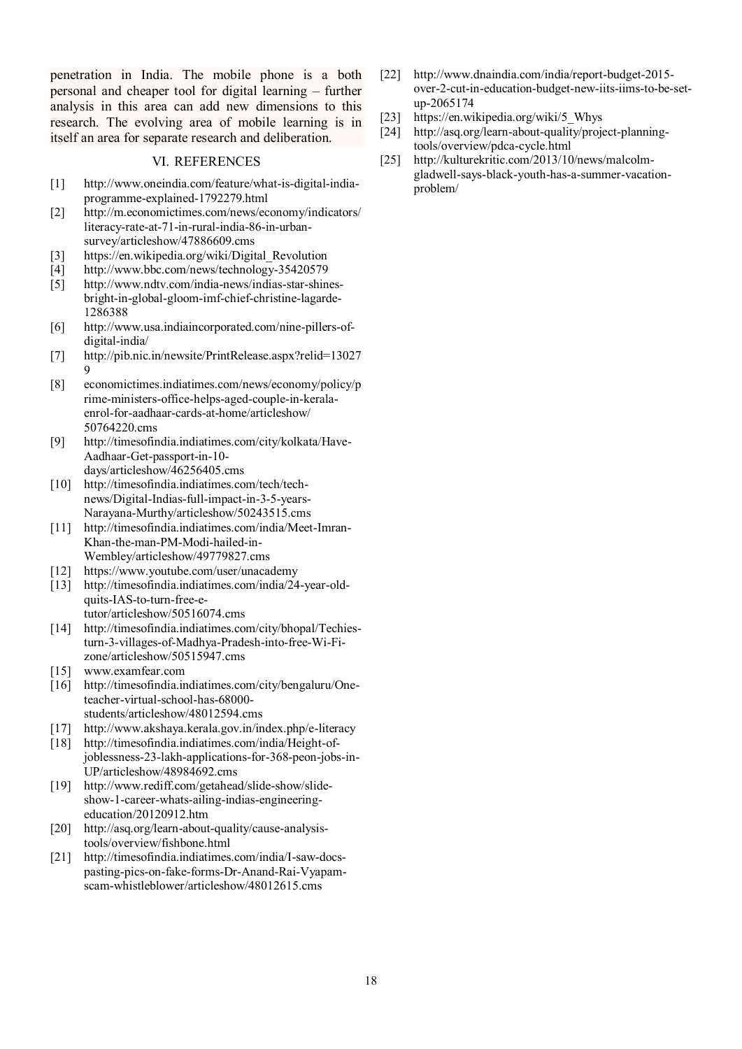penetration in India. The mobile phone is a both personal and cheaper tool for digital learning – further analysis in this area can add new dimensions to this research. The evolving area of mobile learning is in itself an area for separate research and deliberation.

## VI. REFERENCES

[1] http://www.oneindia.com/feature/what-is-digital-india-programme-explained-1792279.html

[2] http://m.economictimes.com/news/economy/indicators/literacy-rate-at-71-in-rural-india-86-in-urban-survey/articleshow/47886609.cms

[3] https://en.wikipedia.org/wiki/Digital_Revolution

[4] http://www.bbc.com/news/technology-35420579

[5] http://www.ndtv.com/india-news/indias-star-shines-bright-in-global-gloom-imf-chief-christine-lagarde-1286388

[6] http://www.usa.indiaincorporated.com/nine-pillers-of-digital-india/

[7] http://pib.nic.in/newsite/PrintRelease.aspx?relid=130279

[8] economictimes.indiatimes.com/news/economy/policy/prime-ministers-office-helps-aged-couple-in-kerala-enrol-for-aadhaar-cards-at-home/articleshow/50764220.cms

[9] http://timesofindia.indiatimes.com/city/kolkata/Have-Aadhaar-Get-passport-in-10-days/articleshow/46256405.cms

[10] http://timesofindia.indiatimes.com/tech/tech-news/Digital-Indias-full-impact-in-3-5-years-Narayana-Murthy/articleshow/50243515.cms

[11] http://timesofindia.indiatimes.com/india/Meet-Imran-Khan-the-man-PM-Modi-hailed-in-Wembley/articleshow/49779827.cms

[12] https://www.youtube.com/user/unacademy

[13] http://timesofindia.indiatimes.com/india/24-year-old-quits-IAS-to-turn-free-e-tutor/articleshow/50516074.cms

[14] http://timesofindia.indiatimes.com/city/bhopal/Techies-turn-3-villages-of-Madhya-Pradesh-into-free-Wi-Fi-zone/articleshow/50515947.cms

[15] www.examfear.com

[16] http://timesofindia.indiatimes.com/city/bengaluru/One-teacher-virtual-school-has-68000-students/articleshow/48012594.cms

[17] http://www.akshaya.kerala.gov.in/index.php/e-literacy

[18] http://timesofindia.indiatimes.com/india/Height-of-joblessness-23-lakh-applications-for-368-peon-jobs-in-UP/articleshow/48984692.cms

[19] http://www.rediff.com/getahead/slide-show/slide-show-1-career-whats-ailing-indias-engineering-education/20120912.htm

[20] http://asq.org/learn-about-quality/cause-analysis-tools/overview/fishbone.html

[21] http://timesofindia.indiatimes.com/india/I-saw-docs-pasting-pics-on-fake-forms-Dr-Anand-Rai-Vyapam-scam-whistleblower/articleshow/48012615.cms

[22] http://www.dnaindia.com/india/report-budget-2015-over-2-cut-in-education-budget-new-iits-iims-to-be-set-up-2065174

[23] https://en.wikipedia.org/wiki/5_Whys

[24] http://asq.org/learn-about-quality/project-planning-tools/overview/pdca-cycle.html

[25] http://kulturekritic.com/2013/10/news/malcolm-gladwell-says-black-youth-has-a-summer-vacation-problem/